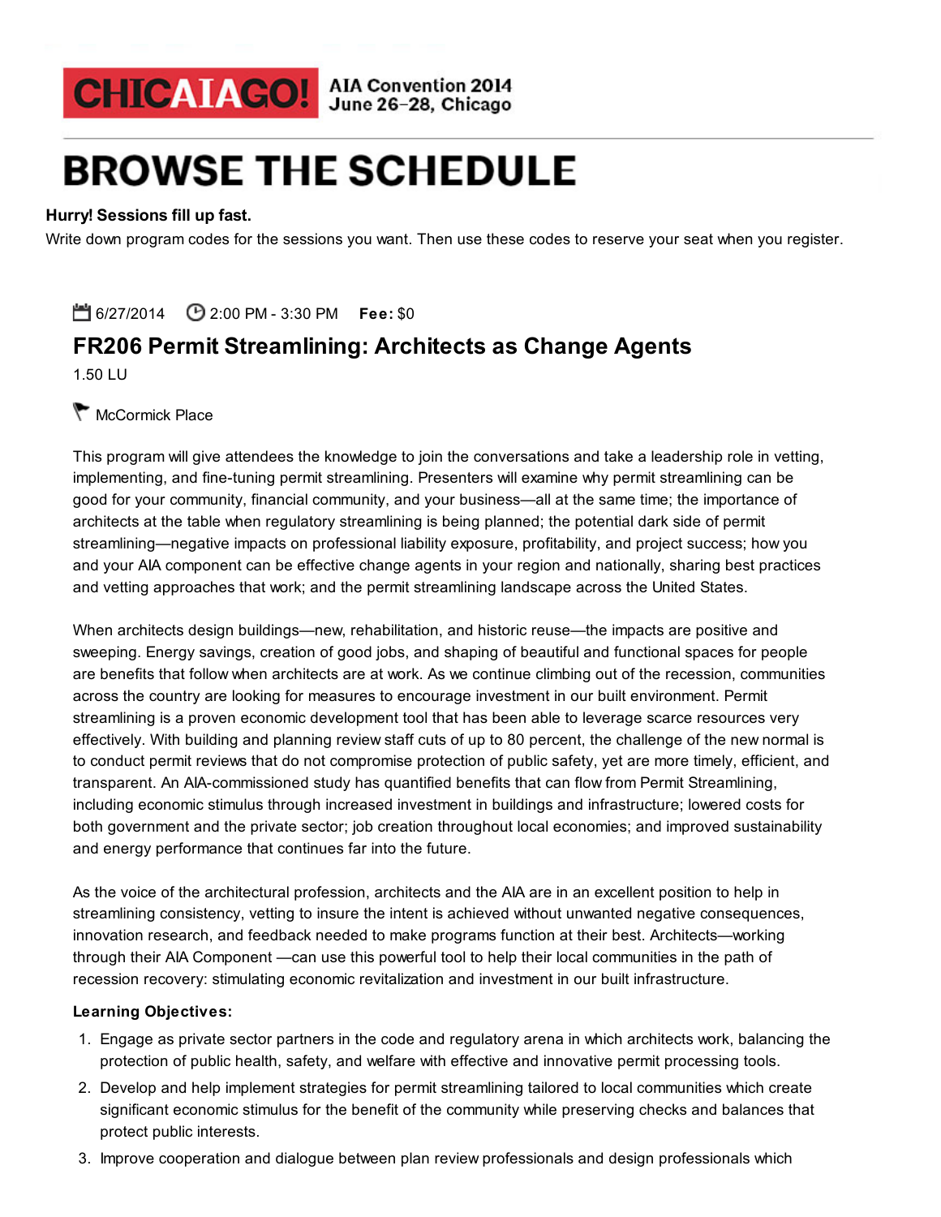CHICAIAGO! AIA Convention 2014 June 26–28, Chicago

# BROWSE THE SCHEDULE

**Hurry! Sessions fill up fast.**

Write down program codes for the sessions you want. Then use these codes to reserve your seat when you register.

6/27/2014 2:00 PM - 3:30 PM **Fee:** $0

## FR206 Permit Streamlining: Architects as Change Agents

1.50 LU

McCormick Place

This program will give attendees the knowledge to join the conversations and take a leadership role in vetting, implementing, and fine-tuning permit streamlining. Presenters will examine why permit streamlining can be good for your community, financial community, and your business—all at the same time; the importance of architects at the table when regulatory streamlining is being planned; the potential dark side of permit streamlining—negative impacts on professional liability exposure, profitability, and project success; how you and your AIA component can be effective change agents in your region and nationally, sharing best practices and vetting approaches that work; and the permit streamlining landscape across the United States.

When architects design buildings—new, rehabilitation, and historic reuse—the impacts are positive and sweeping. Energy savings, creation of good jobs, and shaping of beautiful and functional spaces for people are benefits that follow when architects are at work. As we continue climbing out of the recession, communities across the country are looking for measures to encourage investment in our built environment. Permit streamlining is a proven economic development tool that has been able to leverage scarce resources very effectively. With building and planning review staff cuts of up to 80 percent, the challenge of the new normal is to conduct permit reviews that do not compromise protection of public safety, yet are more timely, efficient, and transparent. An AIA-commissioned study has quantified benefits that can flow from Permit Streamlining, including economic stimulus through increased investment in buildings and infrastructure; lowered costs for both government and the private sector; job creation throughout local economies; and improved sustainability and energy performance that continues far into the future.

As the voice of the architectural profession, architects and the AIA are in an excellent position to help in streamlining consistency, vetting to insure the intent is achieved without unwanted negative consequences, innovation research, and feedback needed to make programs function at their best. Architects—working through their AIA Component —can use this powerful tool to help their local communities in the path of recession recovery: stimulating economic revitalization and investment in our built infrastructure.

**Learning Objectives:**

1. Engage as private sector partners in the code and regulatory arena in which architects work, balancing the protection of public health, safety, and welfare with effective and innovative permit processing tools.
2. Develop and help implement strategies for permit streamlining tailored to local communities which create significant economic stimulus for the benefit of the community while preserving checks and balances that protect public interests.
3. Improve cooperation and dialogue between plan review professionals and design professionals which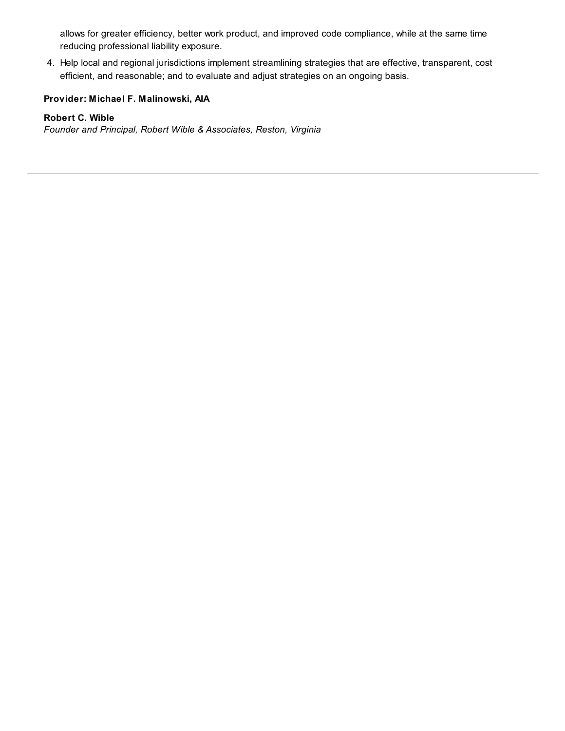allows for greater efficiency, better work product, and improved code compliance, while at the same time reducing professional liability exposure.

4. Help local and regional jurisdictions implement streamlining strategies that are effective, transparent, cost efficient, and reasonable; and to evaluate and adjust strategies on an ongoing basis.

**Provider: Michael F. Malinowski, AIA**

**Robert C. Wible**
*Founder and Principal, Robert Wible & Associates, Reston, Virginia*